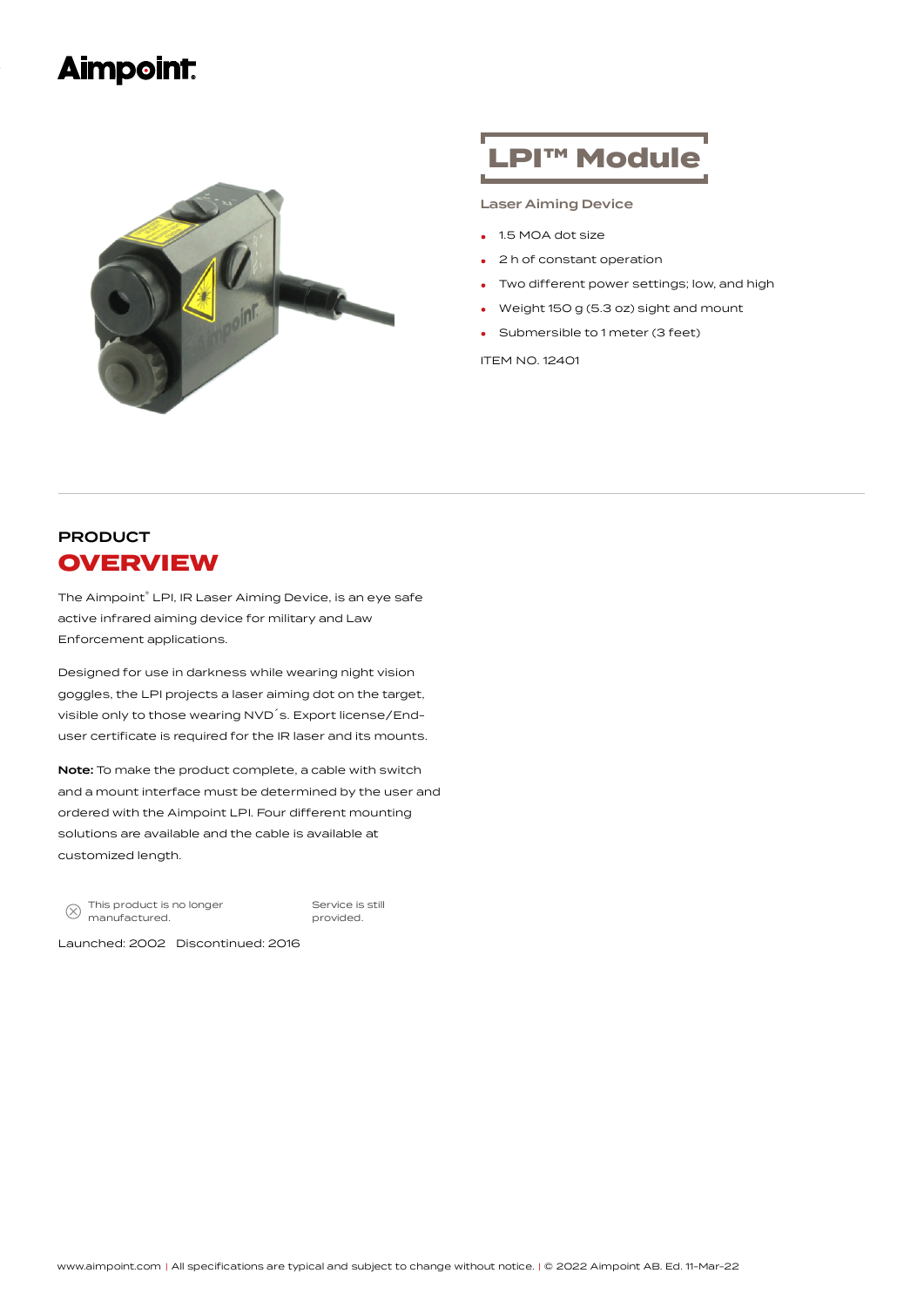# Aimpoint

## LPI™ Module

**Laser Aiming Device**

- 1.5 MOA dot size
- 2 h of constant operation
- Two different power settings; low, and high
- Weight 150 g (5.3 oz) sight and mount
- Submersible to 1 meter (3 feet)

ITEM NO. 12401

## PRODUCT OVERVIEW

The Aimpoint® LPI, IR Laser Aiming Device, is an eye safe active infrared aiming device for military and Law Enforcement applications.

Designed for use in darkness while wearing night vision goggles, the LPI projects a laser aiming dot on the target, visible only to those wearing NVD´s. Export license/End-user certificate is required for the IR laser and its mounts.

**Note:** To make the product complete, a cable with switch and a mount interface must be determined by the user and ordered with the Aimpoint LPI. Four different mounting solutions are available and the cable is available at customized length.

This product is no longer manufactured.

Service is still provided.

Launched: 2002 Discontinued: 2016

www.aimpoint.com | All specifications are typical and subject to change without notice. | © 2022 Aimpoint AB. Ed. 11-Mar-22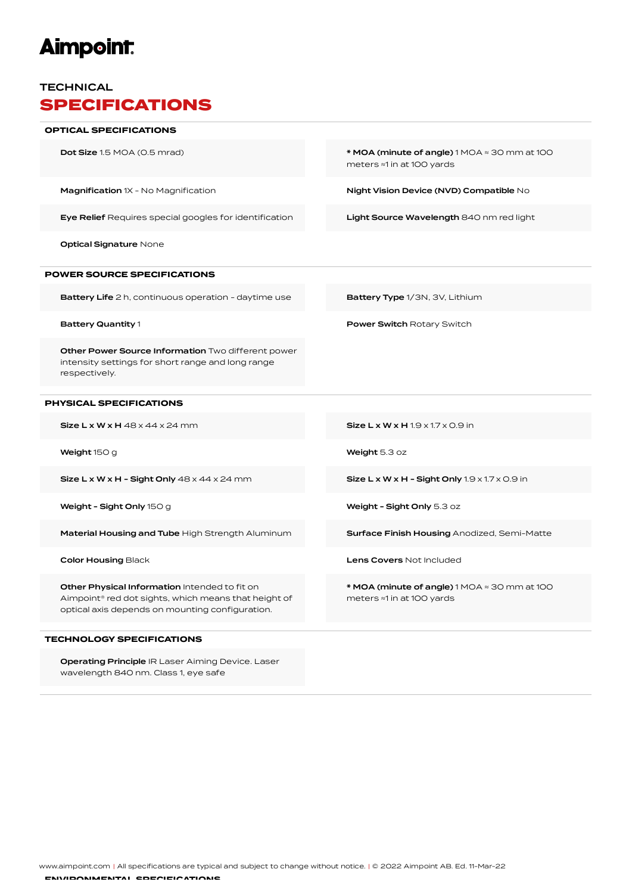**Aimpoint**

## TECHNICAL
# SPECIFICATIONS

### OPTICAL SPECIFICATIONS

**Dot Size** 1.5 MOA (0.5 mrad)

*** MOA (minute of angle)** 1 MOA ≈ 30 mm at 100 meters ≈1 in at 100 yards

**Magnification** 1X - No Magnification

**Night Vision Device (NVD) Compatible** No

**Eye Relief** Requires special googles for identification

**Light Source Wavelength** 840 nm red light

**Optical Signature** None

### POWER SOURCE SPECIFICATIONS

**Battery Life** 2 h, continuous operation - daytime use

**Battery Type** 1/3N, 3V, Lithium

**Battery Quantity** 1

**Power Switch** Rotary Switch

**Other Power Source Information** Two different power intensity settings for short range and long range respectively.

### PHYSICAL SPECIFICATIONS

**Size L x W x H** 48 x 44 x 24 mm

**Size L x W x H** 1.9 x 1.7 x 0.9 in

**Weight** 150 g

**Weight** 5.3 oz

**Size L x W x H - Sight Only** 48 x 44 x 24 mm

**Size L x W x H - Sight Only** 1.9 x 1.7 x 0.9 in

**Weight - Sight Only** 150 g

**Weight - Sight Only** 5.3 oz

**Material Housing and Tube** High Strength Aluminum

**Surface Finish Housing** Anodized, Semi-Matte

**Color Housing** Black

**Lens Covers** Not Included

**Other Physical Information** Intended to fit on Aimpoint® red dot sights, which means that height of optical axis depends on mounting configuration.

*** MOA (minute of angle)** 1 MOA ≈ 30 mm at 100 meters ≈1 in at 100 yards

### TECHNOLOGY SPECIFICATIONS

**Operating Principle** IR Laser Aiming Device. Laser wavelength 840 nm. Class 1, eye safe

www.aimpoint.com | All specifications are typical and subject to change without notice. | © 2022 Aimpoint AB. Ed. 11-Mar-22

### ENVIRONMENTAL SPECIFICATIONS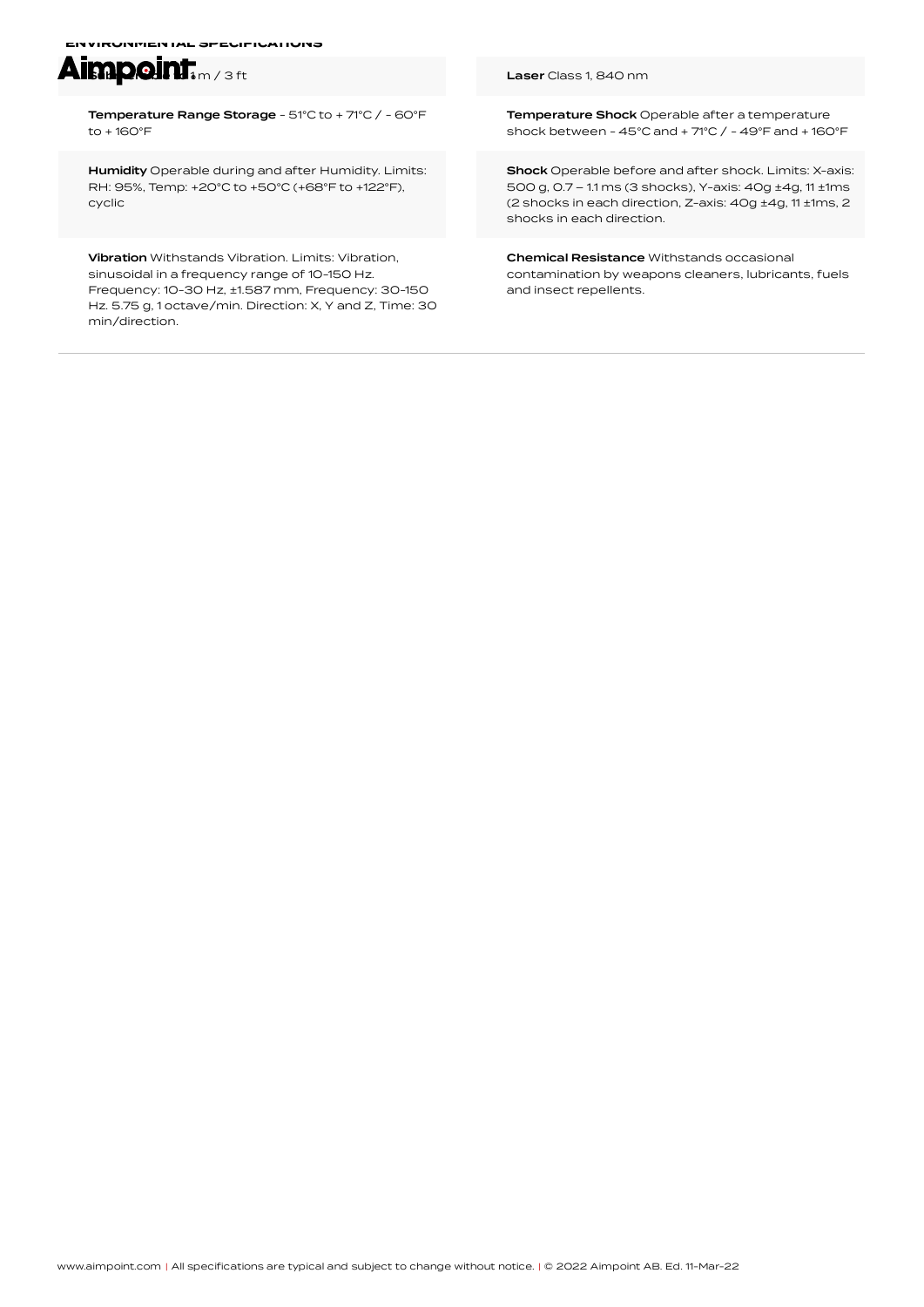## ENVIRONMENTAL SPECIFICATIONS

**Submersible to** 1 m / 3 ft

**Laser** Class 1, 840 nm

**Temperature Range Storage** - 51°C to + 71°C / - 60°F to + 160°F

**Temperature Shock** Operable after a temperature shock between - 45°C and + 71°C / - 49°F and + 160°F

**Humidity** Operable during and after Humidity. Limits: RH: 95%, Temp: +20°C to +50°C (+68°F to +122°F), cyclic

**Shock** Operable before and after shock. Limits: X-axis: 500 g, 0.7 – 1.1 ms (3 shocks), Y-axis: 40g ±4g, 11 ±1ms (2 shocks in each direction, Z-axis: 40g ±4g, 11 ±1ms, 2 shocks in each direction.

**Vibration** Withstands Vibration. Limits: Vibration, sinusoidal in a frequency range of 10-150 Hz. Frequency: 10-30 Hz, ±1.587 mm, Frequency: 30-150 Hz. 5.75 g, 1 octave/min. Direction: X, Y and Z, Time: 30 min/direction.

**Chemical Resistance** Withstands occasional contamination by weapons cleaners, lubricants, fuels and insect repellents.

www.aimpoint.com | All specifications are typical and subject to change without notice. | © 2022 Aimpoint AB. Ed. 11-Mar-22